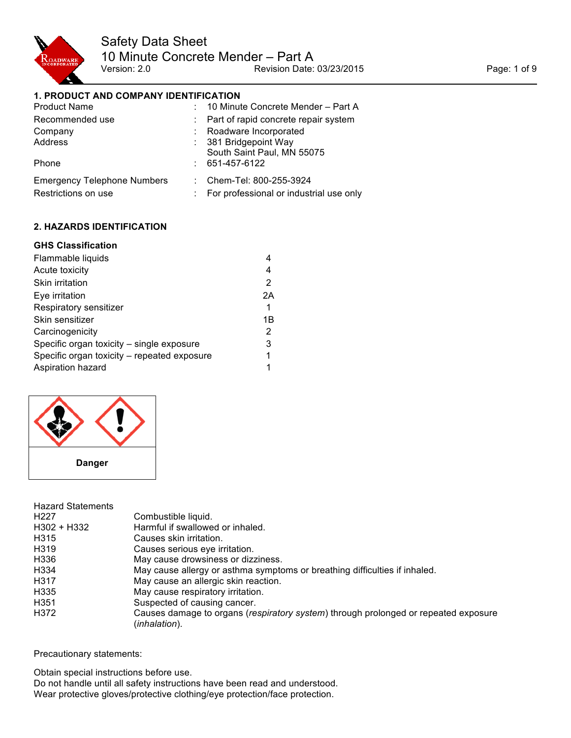# Safety Data Sheet

# 10 Minute Concrete Mender – Part A

Version: 2.0 Revision Date: 03/23/2015

## 1. PRODUCT AND COMPANY IDENTIFICATION

| | | |
|---|---|---|
| Product Name | : | 10 Minute Concrete Mender – Part A |
| Recommended use | : | Part of rapid concrete repair system |
| Company | : | Roadware Incorporated |
| Address | : | 381 Bridgepoint Way<br>South Saint Paul, MN 55075 |
| Phone | : | 651-457-6122 |
| Emergency Telephone Numbers | : | Chem-Tel: 800-255-3924 |
| Restrictions on use | : | For professional or industrial use only |

## 2. HAZARDS IDENTIFICATION

### GHS Classification

| | |
|---|---|
| Flammable liquids | 4 |
| Acute toxicity | 4 |
| Skin irritation | 2 |
| Eye irritation | 2A |
| Respiratory sensitizer | 1 |
| Skin sensitizer | 1B |
| Carcinogenicity | 2 |
| Specific organ toxicity – single exposure | 3 |
| Specific organ toxicity – repeated exposure | 1 |
| Aspiration hazard | 1 |

**Danger**

Hazard Statements

| | |
|---|---|
| H227 | Combustible liquid. |
| H302 + H332 | Harmful if swallowed or inhaled. |
| H315 | Causes skin irritation. |
| H319 | Causes serious eye irritation. |
| H336 | May cause drowsiness or dizziness. |
| H334 | May cause allergy or asthma symptoms or breathing difficulties if inhaled. |
| H317 | May cause an allergic skin reaction. |
| H335 | May cause respiratory irritation. |
| H351 | Suspected of causing cancer. |
| H372 | Causes damage to organs (*respiratory system*) through prolonged or repeated exposure (*inhalation*). |

Precautionary statements:

Obtain special instructions before use.
Do not handle until all safety instructions have been read and understood.
Wear protective gloves/protective clothing/eye protection/face protection.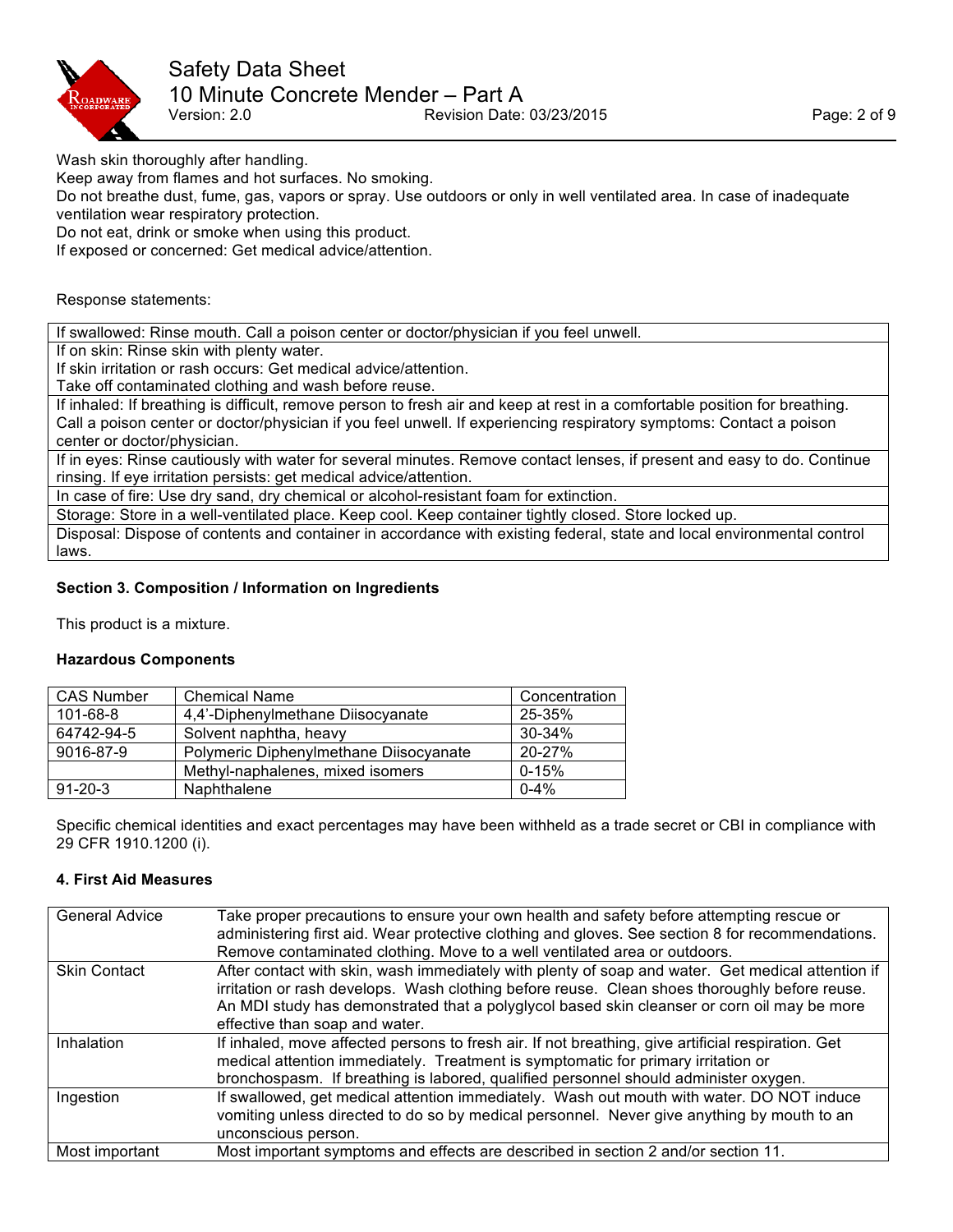Wash skin thoroughly after handling.
Keep away from flames and hot surfaces. No smoking.
Do not breathe dust, fume, gas, vapors or spray. Use outdoors or only in well ventilated area. In case of inadequate ventilation wear respiratory protection.
Do not eat, drink or smoke when using this product.
If exposed or concerned: Get medical advice/attention.

Response statements:

| |
|---|
| If swallowed: Rinse mouth. Call a poison center or doctor/physician if you feel unwell. |
| If on skin: Rinse skin with plenty water. If skin irritation or rash occurs: Get medical advice/attention. Take off contaminated clothing and wash before reuse. |
| If inhaled: If breathing is difficult, remove person to fresh air and keep at rest in a comfortable position for breathing. Call a poison center or doctor/physician if you feel unwell. If experiencing respiratory symptoms: Contact a poison center or doctor/physician. |
| If in eyes: Rinse cautiously with water for several minutes. Remove contact lenses, if present and easy to do. Continue rinsing. If eye irritation persists: get medical advice/attention. |
| In case of fire: Use dry sand, dry chemical or alcohol-resistant foam for extinction. |
| Storage: Store in a well-ventilated place. Keep cool. Keep container tightly closed. Store locked up. |
| Disposal: Dispose of contents and container in accordance with existing federal, state and local environmental control laws. |

## Section 3. Composition / Information on Ingredients

This product is a mixture.

### Hazardous Components

| CAS Number | Chemical Name | Concentration |
|---|---|---|
| 101-68-8 | 4,4'-Diphenylmethane Diisocyanate | 25-35% |
| 64742-94-5 | Solvent naphtha, heavy | 30-34% |
| 9016-87-9 | Polymeric Diphenylmethane Diisocyanate | 20-27% |
| | Methyl-naphalenes, mixed isomers | 0-15% |
| 91-20-3 | Naphthalene | 0-4% |

Specific chemical identities and exact percentages may have been withheld as a trade secret or CBI in compliance with 29 CFR 1910.1200 (i).

## 4. First Aid Measures

| | |
|---|---|
| General Advice | Take proper precautions to ensure your own health and safety before attempting rescue or administering first aid. Wear protective clothing and gloves. See section 8 for recommendations. Remove contaminated clothing. Move to a well ventilated area or outdoors. |
| Skin Contact | After contact with skin, wash immediately with plenty of soap and water. Get medical attention if irritation or rash develops. Wash clothing before reuse. Clean shoes thoroughly before reuse. An MDI study has demonstrated that a polyglycol based skin cleanser or corn oil may be more effective than soap and water. |
| Inhalation | If inhaled, move affected persons to fresh air. If not breathing, give artificial respiration. Get medical attention immediately. Treatment is symptomatic for primary irritation or bronchospasm. If breathing is labored, qualified personnel should administer oxygen. |
| Ingestion | If swallowed, get medical attention immediately. Wash out mouth with water. DO NOT induce vomiting unless directed to do so by medical personnel. Never give anything by mouth to an unconscious person. |
| Most important | Most important symptoms and effects are described in section 2 and/or section 11. |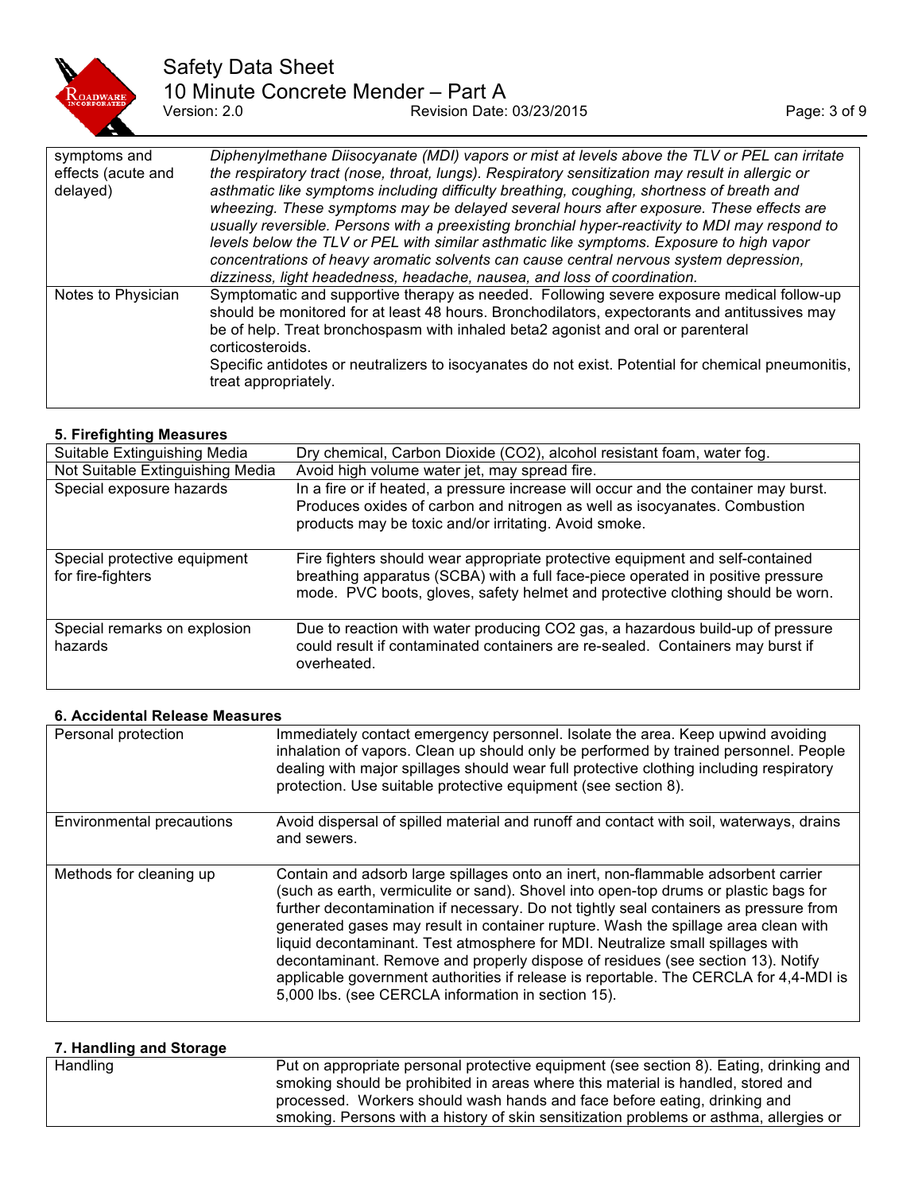| symptoms and effects (acute and delayed) | *Diphenylmethane Diisocyanate (MDI) vapors or mist at levels above the TLV or PEL can irritate the respiratory tract (nose, throat, lungs). Respiratory sensitization may result in allergic or asthmatic like symptoms including difficulty breathing, coughing, shortness of breath and wheezing. These symptoms may be delayed several hours after exposure. These effects are usually reversible. Persons with a preexisting bronchial hyper-reactivity to MDI may respond to levels below the TLV or PEL with similar asthmatic like symptoms. Exposure to high vapor concentrations of heavy aromatic solvents can cause central nervous system depression, dizziness, light headedness, headache, nausea, and loss of coordination.* |
|---|---|
| Notes to Physician | Symptomatic and supportive therapy as needed. Following severe exposure medical follow-up should be monitored for at least 48 hours. Bronchodilators, expectorants and antitussives may be of help. Treat bronchospasm with inhaled beta2 agonist and oral or parenteral corticosteroids. Specific antidotes or neutralizers to isocyanates do not exist. Potential for chemical pneumonitis, treat appropriately. |

## 5. Firefighting Measures

| Suitable Extinguishing Media | Dry chemical, Carbon Dioxide ($CO_2$), alcohol resistant foam, water fog. |
|---|---|
| Not Suitable Extinguishing Media | Avoid high volume water jet, may spread fire. |
| Special exposure hazards | In a fire or if heated, a pressure increase will occur and the container may burst. Produces oxides of carbon and nitrogen as well as isocyanates. Combustion products may be toxic and/or irritating. Avoid smoke. |
| Special protective equipment for fire-fighters | Fire fighters should wear appropriate protective equipment and self-contained breathing apparatus (SCBA) with a full face-piece operated in positive pressure mode. PVC boots, gloves, safety helmet and protective clothing should be worn. |
| Special remarks on explosion hazards | Due to reaction with water producing $CO_2$ gas, a hazardous build-up of pressure could result if contaminated containers are re-sealed. Containers may burst if overheated. |

## 6. Accidental Release Measures

| Personal protection | Immediately contact emergency personnel. Isolate the area. Keep upwind avoiding inhalation of vapors. Clean up should only be performed by trained personnel. People dealing with major spillages should wear full protective clothing including respiratory protection. Use suitable protective equipment (see section 8). |
|---|---|
| Environmental precautions | Avoid dispersal of spilled material and runoff and contact with soil, waterways, drains and sewers. |
| Methods for cleaning up | Contain and adsorb large spillages onto an inert, non-flammable adsorbent carrier (such as earth, vermiculite or sand). Shovel into open-top drums or plastic bags for further decontamination if necessary. Do not tightly seal containers as pressure from generated gases may result in container rupture. Wash the spillage area clean with liquid decontaminant. Test atmosphere for MDI. Neutralize small spillages with decontaminant. Remove and properly dispose of residues (see section 13). Notify applicable government authorities if release is reportable. The CERCLA for 4,4-MDI is 5,000 lbs. (see CERCLA information in section 15). |

## 7. Handling and Storage

| Handling | Put on appropriate personal protective equipment (see section 8). Eating, drinking and smoking should be prohibited in areas where this material is handled, stored and processed. Workers should wash hands and face before eating, drinking and smoking. Persons with a history of skin sensitization problems or asthma, allergies or |
|---|---|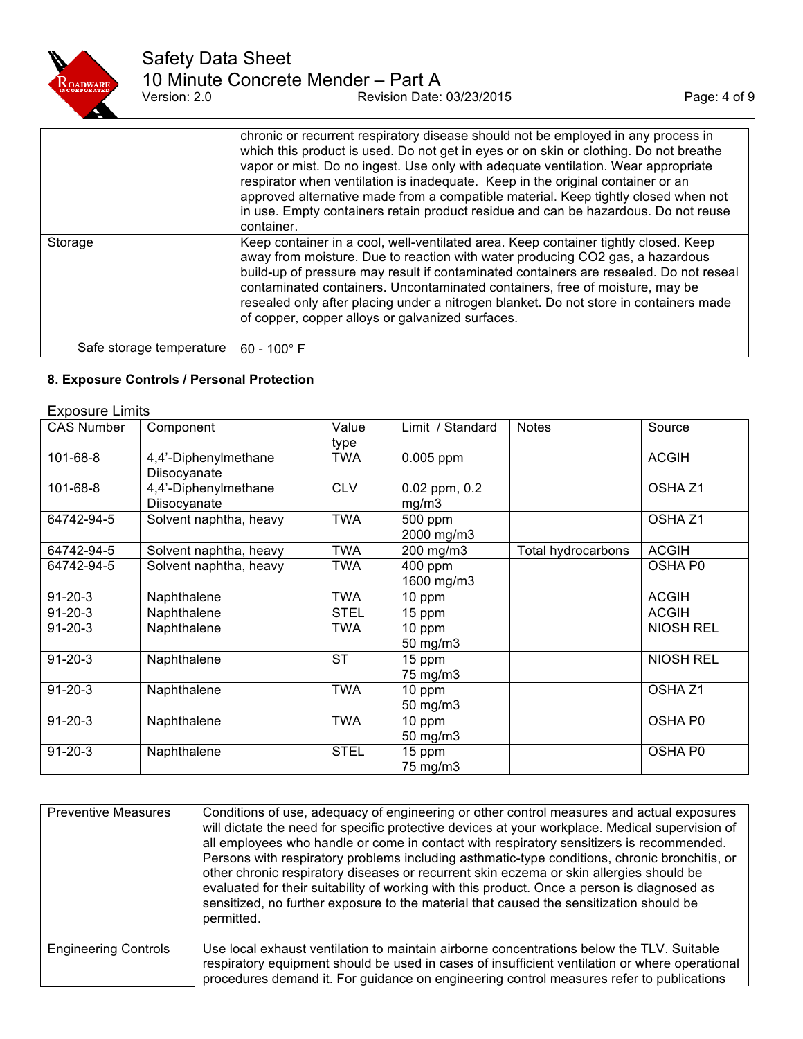| | |
|---|---|
| | chronic or recurrent respiratory disease should not be employed in any process in which this product is used. Do not get in eyes or on skin or clothing. Do not breathe vapor or mist. Do no ingest. Use only with adequate ventilation. Wear appropriate respirator when ventilation is inadequate. Keep in the original container or an approved alternative made from a compatible material. Keep tightly closed when not in use. Empty containers retain product residue and can be hazardous. Do not reuse container. |
| Storage | Keep container in a cool, well-ventilated area. Keep container tightly closed. Keep away from moisture. Due to reaction with water producing $CO_2$ gas, a hazardous build-up of pressure may result if contaminated containers are resealed. Do not reseal contaminated containers. Uncontaminated containers, free of moisture, may be resealed only after placing under a nitrogen blanket. Do not store in containers made of copper, copper alloys or galvanized surfaces. |
| Safe storage temperature | 60 - 100° F |

### 8. Exposure Controls / Personal Protection

Exposure Limits

| CAS Number | Component | Value type | Limit / Standard | Notes | Source |
|---|---|---|---|---|---|
| 101-68-8 | 4,4'-Diphenylmethane Diisocyanate | TWA | 0.005 ppm | | ACGIH |
| 101-68-8 | 4,4'-Diphenylmethane Diisocyanate | CLV | 0.02 ppm, 0.2 mg/m3 | | OSHA Z1 |
| 64742-94-5 | Solvent naphtha, heavy | TWA | 500 ppm 2000 mg/m3 | | OSHA Z1 |
| 64742-94-5 | Solvent naphtha, heavy | TWA | 200 mg/m3 | Total hydrocarbons | ACGIH |
| 64742-94-5 | Solvent naphtha, heavy | TWA | 400 ppm 1600 mg/m3 | | OSHA P0 |
| 91-20-3 | Naphthalene | TWA | 10 ppm | | ACGIH |
| 91-20-3 | Naphthalene | STEL | 15 ppm | | ACGIH |
| 91-20-3 | Naphthalene | TWA | 10 ppm 50 mg/m3 | | NIOSH REL |
| 91-20-3 | Naphthalene | ST | 15 ppm 75 mg/m3 | | NIOSH REL |
| 91-20-3 | Naphthalene | TWA | 10 ppm 50 mg/m3 | | OSHA Z1 |
| 91-20-3 | Naphthalene | TWA | 10 ppm 50 mg/m3 | | OSHA P0 |
| 91-20-3 | Naphthalene | STEL | 15 ppm 75 mg/m3 | | OSHA P0 |

| | |
|---|---|
| Preventive Measures | Conditions of use, adequacy of engineering or other control measures and actual exposures will dictate the need for specific protective devices at your workplace. Medical supervision of all employees who handle or come in contact with respiratory sensitizers is recommended. Persons with respiratory problems including asthmatic-type conditions, chronic bronchitis, or other chronic respiratory diseases or recurrent skin eczema or skin allergies should be evaluated for their suitability of working with this product. Once a person is diagnosed as sensitized, no further exposure to the material that caused the sensitization should be permitted. |
| Engineering Controls | Use local exhaust ventilation to maintain airborne concentrations below the TLV. Suitable respiratory equipment should be used in cases of insufficient ventilation or where operational procedures demand it. For guidance on engineering control measures refer to publications |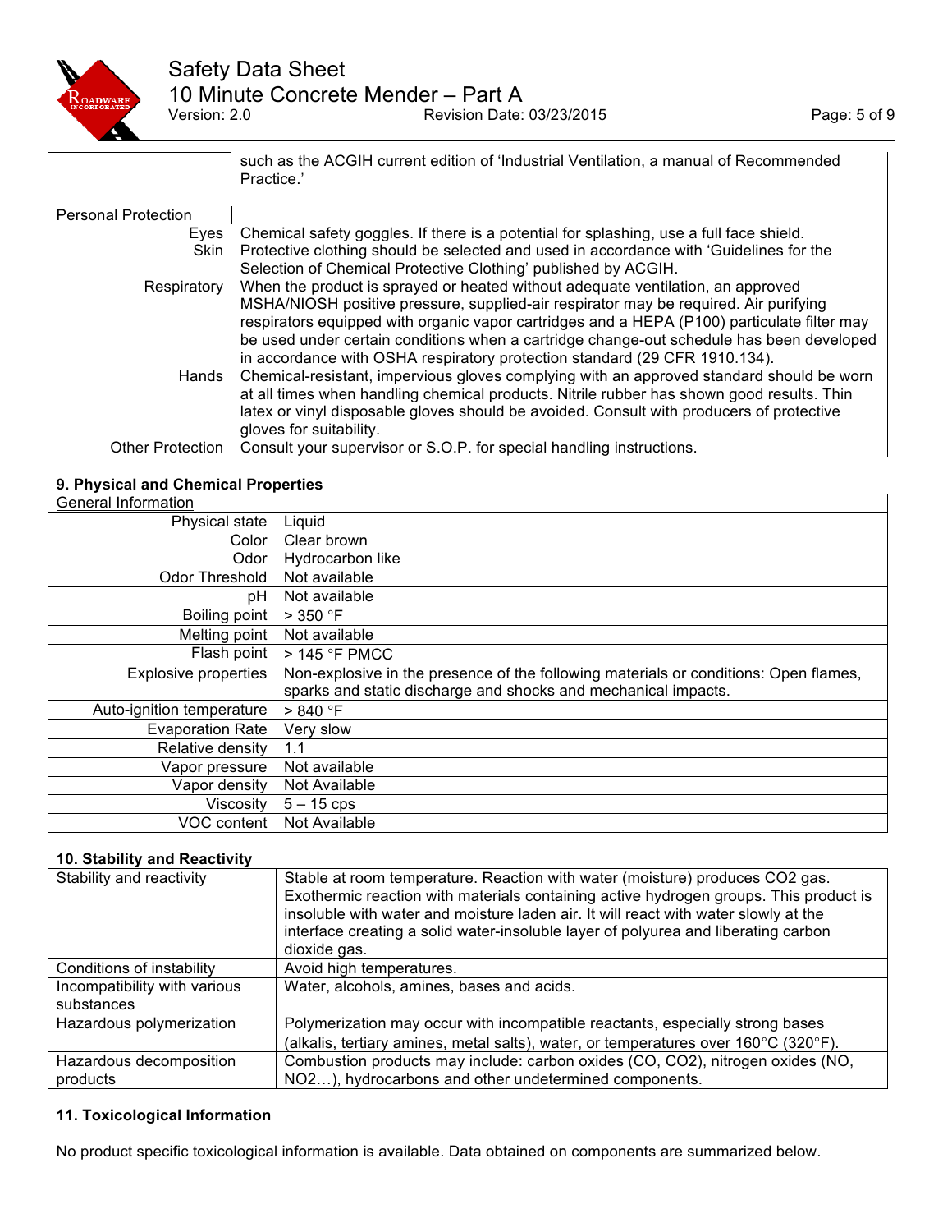| | |
|---|---|
| | such as the ACGIH current edition of 'Industrial Ventilation, a manual of Recommended Practice.' |
| Personal Protection | |
| Eyes | Chemical safety goggles. If there is a potential for splashing, use a full face shield. |
| Skin | Protective clothing should be selected and used in accordance with 'Guidelines for the Selection of Chemical Protective Clothing' published by ACGIH. |
| Respiratory | When the product is sprayed or heated without adequate ventilation, an approved MSHA/NIOSH positive pressure, supplied-air respirator may be required. Air purifying respirators equipped with organic vapor cartridges and a HEPA (P100) particulate filter may be used under certain conditions when a cartridge change-out schedule has been developed in accordance with OSHA respiratory protection standard (29 CFR 1910.134). |
| Hands | Chemical-resistant, impervious gloves complying with an approved standard should be worn at all times when handling chemical products. Nitrile rubber has shown good results. Thin latex or vinyl disposable gloves should be avoided. Consult with producers of protective gloves for suitability. |
| Other Protection | Consult your supervisor or S.O.P. for special handling instructions. |

### 9. Physical and Chemical Properties

| General Information | |
|---|---|
| Physical state | Liquid |
| Color | Clear brown |
| Odor | Hydrocarbon like |
| Odor Threshold | Not available |
| pH | Not available |
| Boiling point | > 350 °F |
| Melting point | Not available |
| Flash point | > 145 °F PMCC |
| Explosive properties | Non-explosive in the presence of the following materials or conditions: Open flames, sparks and static discharge and shocks and mechanical impacts. |
| Auto-ignition temperature | > 840 °F |
| Evaporation Rate | Very slow |
| Relative density | 1.1 |
| Vapor pressure | Not available |
| Vapor density | Not Available |
| Viscosity | 5 – 15 cps |
| VOC content | Not Available |

### 10. Stability and Reactivity

| | |
|---|---|
| Stability and reactivity | Stable at room temperature. Reaction with water (moisture) produces $CO_2$ gas. Exothermic reaction with materials containing active hydrogen groups. This product is insoluble with water and moisture laden air. It will react with water slowly at the interface creating a solid water-insoluble layer of polyurea and liberating carbon dioxide gas. |
| Conditions of instability | Avoid high temperatures. |
| Incompatibility with various substances | Water, alcohols, amines, bases and acids. |
| Hazardous polymerization | Polymerization may occur with incompatible reactants, especially strong bases (alkalis, tertiary amines, metal salts), water, or temperatures over 160°C (320°F). |
| Hazardous decomposition products | Combustion products may include: carbon oxides (CO, $CO_2$), nitrogen oxides (NO, $NO_2$…), hydrocarbons and other undetermined components. |

### 11. Toxicological Information

No product specific toxicological information is available. Data obtained on components are summarized below.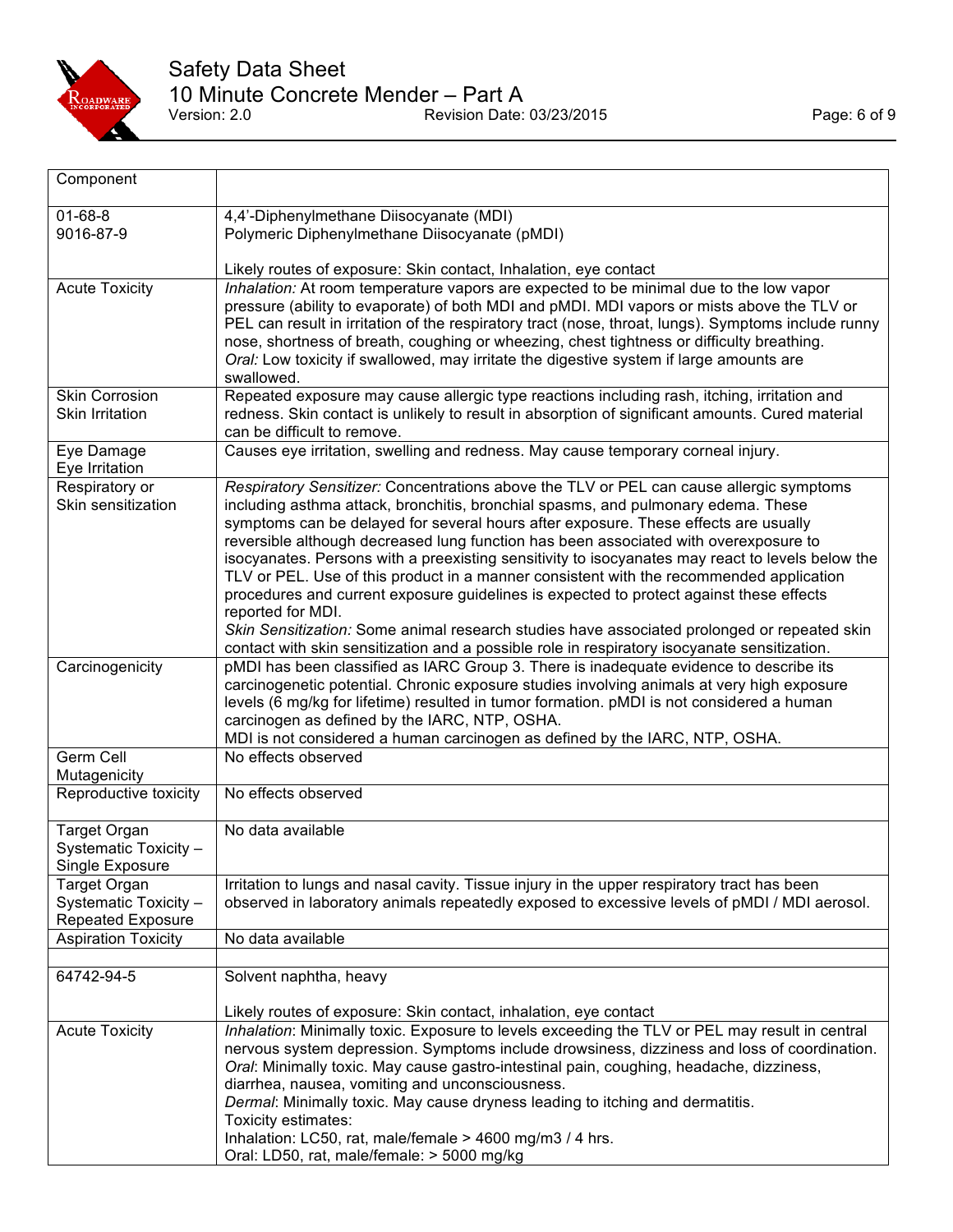| Component | |
|---|---|
| 01-68-8<br>9016-87-9 | 4,4'-Diphenylmethane Diisocyanate (MDI)<br>Polymeric Diphenylmethane Diisocyanate (pMDI)<br><br>Likely routes of exposure: Skin contact, Inhalation, eye contact |
| Acute Toxicity | *Inhalation:* At room temperature vapors are expected to be minimal due to the low vapor pressure (ability to evaporate) of both MDI and pMDI. MDI vapors or mists above the TLV or PEL can result in irritation of the respiratory tract (nose, throat, lungs). Symptoms include runny nose, shortness of breath, coughing or wheezing, chest tightness or difficulty breathing.<br>*Oral:* Low toxicity if swallowed, may irritate the digestive system if large amounts are swallowed. |
| Skin Corrosion<br>Skin Irritation | Repeated exposure may cause allergic type reactions including rash, itching, irritation and redness. Skin contact is unlikely to result in absorption of significant amounts. Cured material can be difficult to remove. |
| Eye Damage<br>Eye Irritation | Causes eye irritation, swelling and redness. May cause temporary corneal injury. |
| Respiratory or<br>Skin sensitization | *Respiratory Sensitizer:* Concentrations above the TLV or PEL can cause allergic symptoms including asthma attack, bronchitis, bronchial spasms, and pulmonary edema. These symptoms can be delayed for several hours after exposure. These effects are usually reversible although decreased lung function has been associated with overexposure to isocyanates. Persons with a preexisting sensitivity to isocyanates may react to levels below the TLV or PEL. Use of this product in a manner consistent with the recommended application procedures and current exposure guidelines is expected to protect against these effects reported for MDI.<br>*Skin Sensitization:* Some animal research studies have associated prolonged or repeated skin contact with skin sensitization and a possible role in respiratory isocyanate sensitization. |
| Carcinogenicity | pMDI has been classified as IARC Group 3. There is inadequate evidence to describe its carcinogenetic potential. Chronic exposure studies involving animals at very high exposure levels (6 mg/kg for lifetime) resulted in tumor formation. pMDI is not considered a human carcinogen as defined by the IARC, NTP, OSHA.<br>MDI is not considered a human carcinogen as defined by the IARC, NTP, OSHA. |
| Germ Cell<br>Mutagenicity | No effects observed |
| Reproductive toxicity | No effects observed |
| Target Organ<br>Systematic Toxicity –<br>Single Exposure | No data available |
| Target Organ<br>Systematic Toxicity –<br>Repeated Exposure | Irritation to lungs and nasal cavity. Tissue injury in the upper respiratory tract has been observed in laboratory animals repeatedly exposed to excessive levels of pMDI / MDI aerosol. |
| Aspiration Toxicity | No data available |
| | |
| 64742-94-5 | Solvent naphtha, heavy<br><br>Likely routes of exposure: Skin contact, inhalation, eye contact |
| Acute Toxicity | *Inhalation*: Minimally toxic. Exposure to levels exceeding the TLV or PEL may result in central nervous system depression. Symptoms include drowsiness, dizziness and loss of coordination.<br>*Oral*: Minimally toxic. May cause gastro-intestinal pain, coughing, headache, dizziness, diarrhea, nausea, vomiting and unconsciousness.<br>*Dermal*: Minimally toxic. May cause dryness leading to itching and dermatitis.<br>Toxicity estimates:<br>Inhalation: LC50, rat, male/female > 4600 mg/m3 / 4 hrs.<br>Oral: LD50, rat, male/female: > 5000 mg/kg |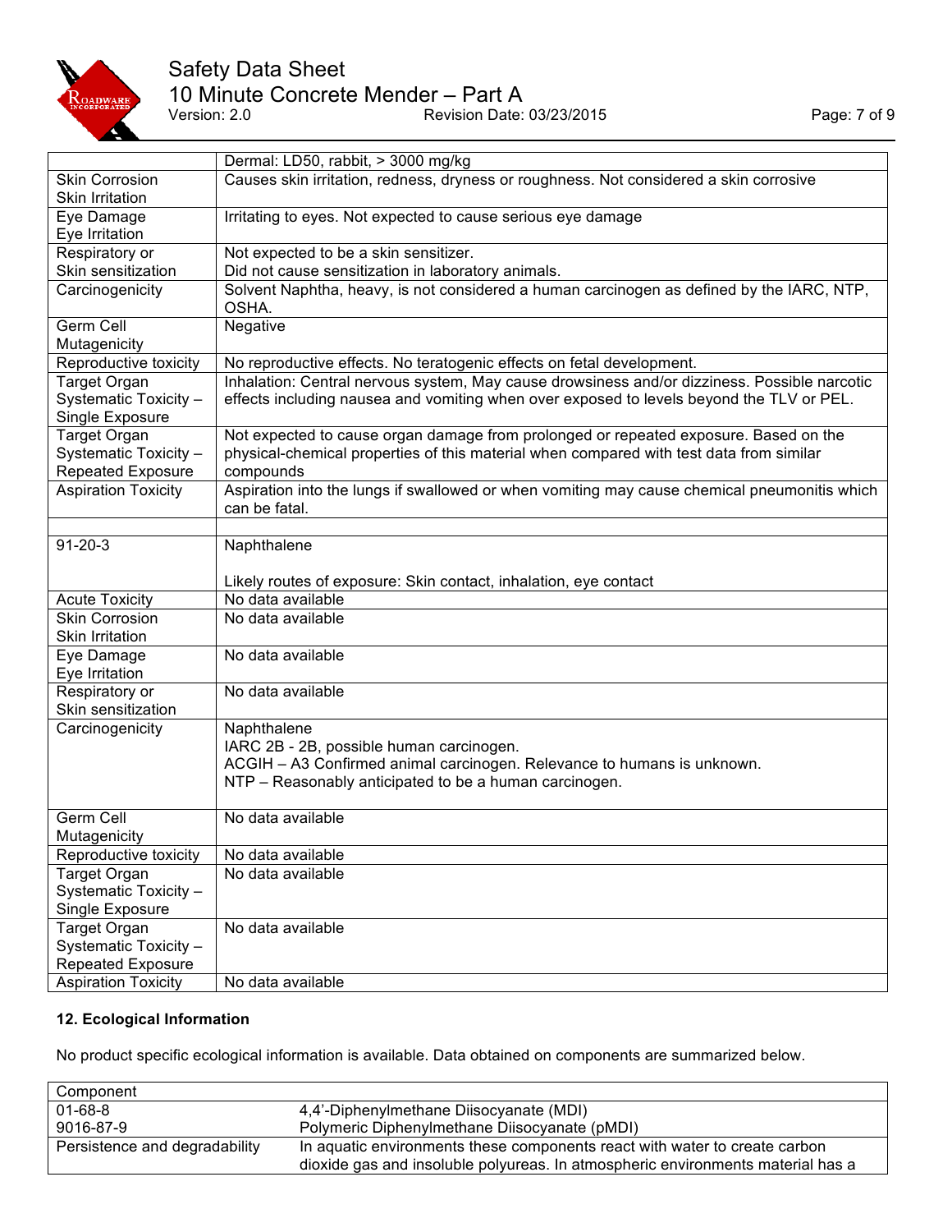| | |
|---|---|
| | Dermal: LD50, rabbit, > 3000 mg/kg |
| Skin Corrosion<br>Skin Irritation | Causes skin irritation, redness, dryness or roughness. Not considered a skin corrosive |
| Eye Damage<br>Eye Irritation | Irritating to eyes. Not expected to cause serious eye damage |
| Respiratory or<br>Skin sensitization | Not expected to be a skin sensitizer.<br>Did not cause sensitization in laboratory animals. |
| Carcinogenicity | Solvent Naphtha, heavy, is not considered a human carcinogen as defined by the IARC, NTP, OSHA. |
| Germ Cell<br>Mutagenicity | Negative |
| Reproductive toxicity | No reproductive effects. No teratogenic effects on fetal development. |
| Target Organ<br>Systematic Toxicity –<br>Single Exposure | Inhalation: Central nervous system, May cause drowsiness and/or dizziness. Possible narcotic effects including nausea and vomiting when over exposed to levels beyond the TLV or PEL. |
| Target Organ<br>Systematic Toxicity –<br>Repeated Exposure | Not expected to cause organ damage from prolonged or repeated exposure. Based on the physical-chemical properties of this material when compared with test data from similar compounds |
| Aspiration Toxicity | Aspiration into the lungs if swallowed or when vomiting may cause chemical pneumonitis which can be fatal. |
| | |
| 91-20-3 | Naphthalene<br><br>Likely routes of exposure: Skin contact, inhalation, eye contact |
| Acute Toxicity | No data available |
| Skin Corrosion<br>Skin Irritation | No data available |
| Eye Damage<br>Eye Irritation | No data available |
| Respiratory or<br>Skin sensitization | No data available |
| Carcinogenicity | Naphthalene<br>IARC 2B - 2B, possible human carcinogen.<br>ACGIH – A3 Confirmed animal carcinogen. Relevance to humans is unknown.<br>NTP – Reasonably anticipated to be a human carcinogen. |
| Germ Cell<br>Mutagenicity | No data available |
| Reproductive toxicity | No data available |
| Target Organ<br>Systematic Toxicity –<br>Single Exposure | No data available |
| Target Organ<br>Systematic Toxicity –<br>Repeated Exposure | No data available |
| Aspiration Toxicity | No data available |

### 12. Ecological Information

No product specific ecological information is available. Data obtained on components are summarized below.

| Component | |
|---|---|
| 01-68-8<br>9016-87-9 | 4,4'-Diphenylmethane Diisocyanate (MDI)<br>Polymeric Diphenylmethane Diisocyanate (pMDI) |
| Persistence and degradability | In aquatic environments these components react with water to create carbon dioxide gas and insoluble polyureas. In atmospheric environments material has a |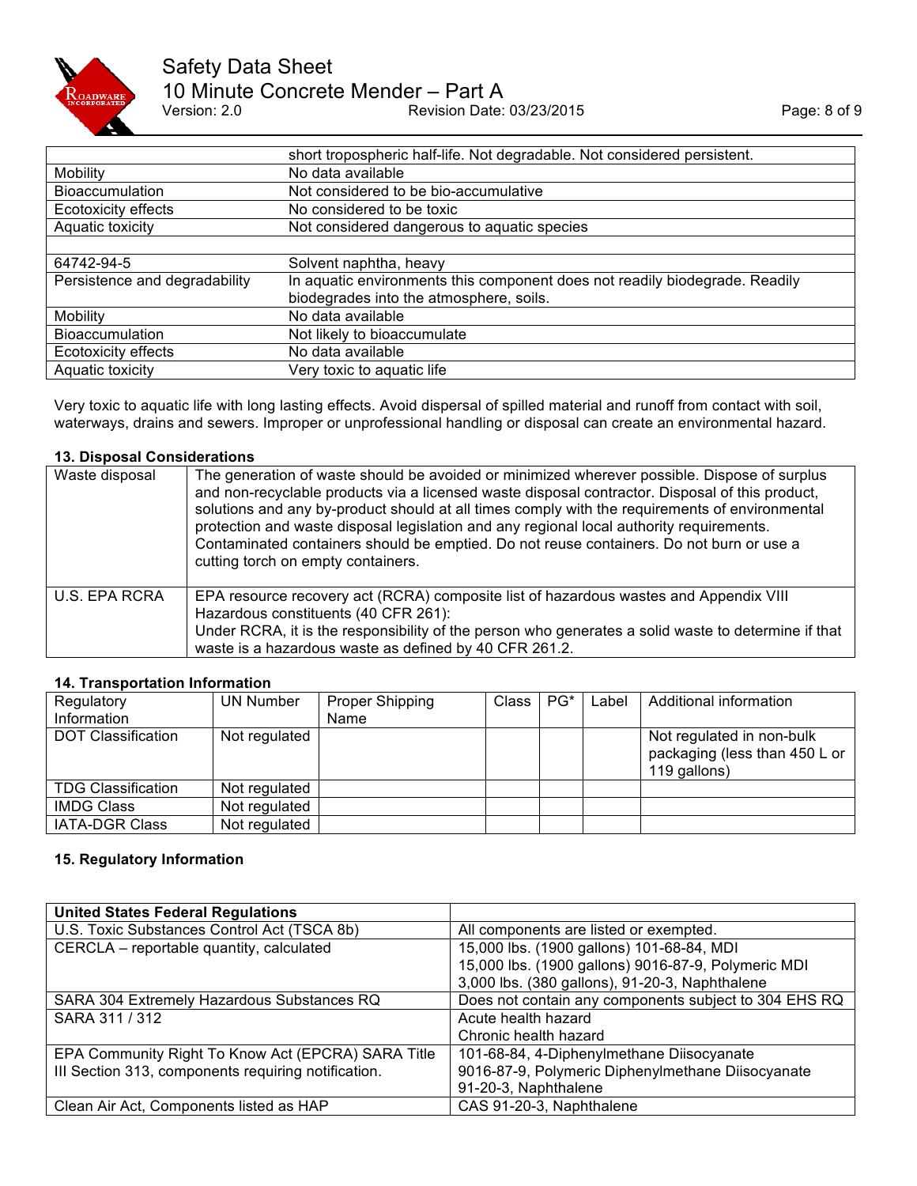|  |  |
|---|---|
|  | short tropospheric half-life. Not degradable. Not considered persistent. |
| Mobility | No data available |
| Bioaccumulation | Not considered to be bio-accumulative |
| Ecotoxicity effects | No considered to be toxic |
| Aquatic toxicity | Not considered dangerous to aquatic species |
|  |  |
| 64742-94-5 | Solvent naphtha, heavy |
| Persistence and degradability | In aquatic environments this component does not readily biodegrade. Readily biodegrades into the atmosphere, soils. |
| Mobility | No data available |
| Bioaccumulation | Not likely to bioaccumulate |
| Ecotoxicity effects | No data available |
| Aquatic toxicity | Very toxic to aquatic life |

Very toxic to aquatic life with long lasting effects. Avoid dispersal of spilled material and runoff from contact with soil, waterways, drains and sewers. Improper or unprofessional handling or disposal can create an environmental hazard.

## 13. Disposal Considerations

|  |  |
|---|---|
| Waste disposal | The generation of waste should be avoided or minimized wherever possible. Dispose of surplus and non-recyclable products via a licensed waste disposal contractor. Disposal of this product, solutions and any by-product should at all times comply with the requirements of environmental protection and waste disposal legislation and any regional local authority requirements. Contaminated containers should be emptied. Do not reuse containers. Do not burn or use a cutting torch on empty containers. |
| U.S. EPA RCRA | EPA resource recovery act (RCRA) composite list of hazardous wastes and Appendix VIII Hazardous constituents (40 CFR 261): Under RCRA, it is the responsibility of the person who generates a solid waste to determine if that waste is a hazardous waste as defined by 40 CFR 261.2. |

## 14. Transportation Information

| Regulatory Information | UN Number | Proper Shipping Name | Class | PG* | Label | Additional information |
|---|---|---|---|---|---|---|
| DOT Classification | Not regulated |  |  |  |  | Not regulated in non-bulk packaging (less than 450 L or 119 gallons) |
| TDG Classification | Not regulated |  |  |  |  |  |
| IMDG Class | Not regulated |  |  |  |  |  |
| IATA-DGR Class | Not regulated |  |  |  |  |  |

## 15. Regulatory Information

| United States Federal Regulations |  |
|---|---|
| U.S. Toxic Substances Control Act (TSCA 8b) | All components are listed or exempted. |
| CERCLA – reportable quantity, calculated | 15,000 lbs. (1900 gallons) 101-68-84, MDI<br>15,000 lbs. (1900 gallons) 9016-87-9, Polymeric MDI<br>3,000 lbs. (380 gallons), 91-20-3, Naphthalene |
| SARA 304 Extremely Hazardous Substances RQ | Does not contain any components subject to 304 EHS RQ |
| SARA 311 / 312 | Acute health hazard<br>Chronic health hazard |
| EPA Community Right To Know Act (EPCRA) SARA Title III Section 313, components requiring notification. | 101-68-84, 4-Diphenylmethane Diisocyanate<br>9016-87-9, Polymeric Diphenylmethane Diisocyanate<br>91-20-3, Naphthalene |
| Clean Air Act, Components listed as HAP | CAS 91-20-3, Naphthalene |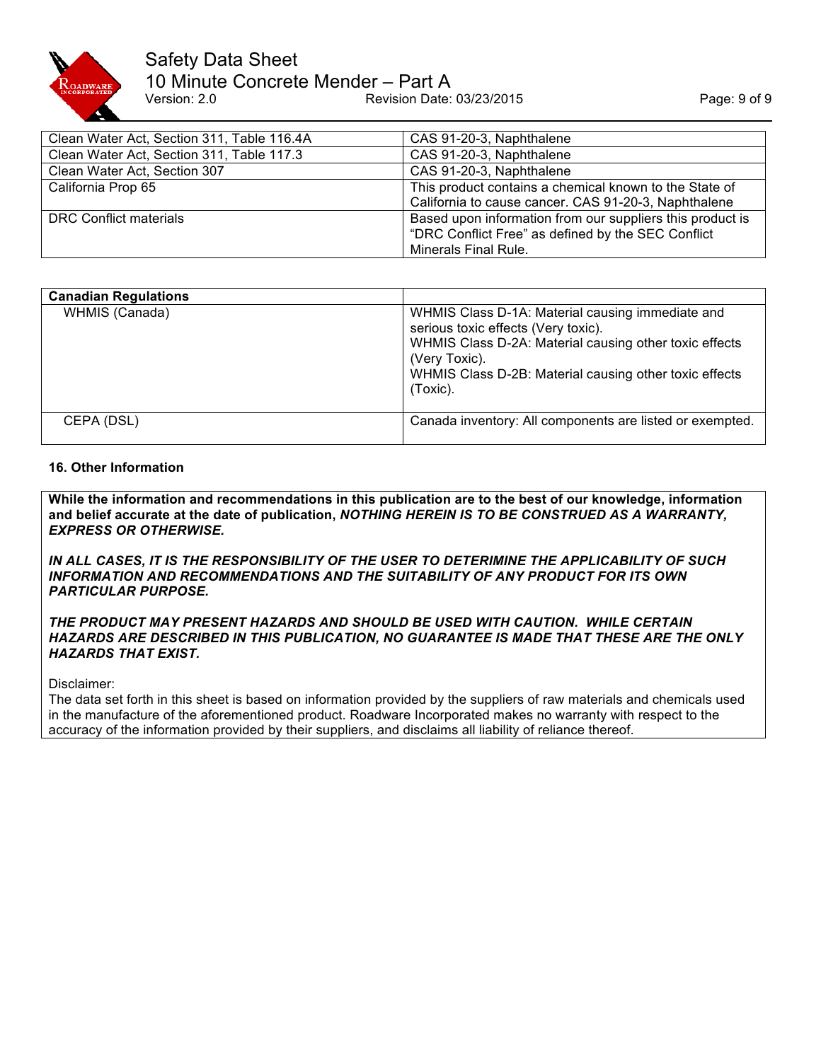| | |
|---|---|
| Clean Water Act, Section 311, Table 116.4A | CAS 91-20-3, Naphthalene |
| Clean Water Act, Section 311, Table 117.3 | CAS 91-20-3, Naphthalene |
| Clean Water Act, Section 307 | CAS 91-20-3, Naphthalene |
| California Prop 65 | This product contains a chemical known to the State of California to cause cancer. CAS 91-20-3, Naphthalene |
| DRC Conflict materials | Based upon information from our suppliers this product is "DRC Conflict Free" as defined by the SEC Conflict Minerals Final Rule. |

| **Canadian Regulations** | |
|---|---|
| WHMIS (Canada) | WHMIS Class D-1A: Material causing immediate and serious toxic effects (Very toxic).<br>WHMIS Class D-2A: Material causing other toxic effects (Very Toxic).<br>WHMIS Class D-2B: Material causing other toxic effects (Toxic). |
| CEPA (DSL) | Canada inventory: All components are listed or exempted. |

### 16. Other Information

**While the information and recommendations in this publication are to the best of our knowledge, information and belief accurate at the date of publication, *NOTHING HEREIN IS TO BE CONSTRUED AS A WARRANTY, EXPRESS OR OTHERWISE.***

***IN ALL CASES, IT IS THE RESPONSIBILITY OF THE USER TO DETERIMINE THE APPLICABILITY OF SUCH INFORMATION AND RECOMMENDATIONS AND THE SUITABILITY OF ANY PRODUCT FOR ITS OWN PARTICULAR PURPOSE.***

***THE PRODUCT MAY PRESENT HAZARDS AND SHOULD BE USED WITH CAUTION. WHILE CERTAIN HAZARDS ARE DESCRIBED IN THIS PUBLICATION, NO GUARANTEE IS MADE THAT THESE ARE THE ONLY HAZARDS THAT EXIST.***

Disclaimer:
The data set forth in this sheet is based on information provided by the suppliers of raw materials and chemicals used in the manufacture of the aforementioned product. Roadware Incorporated makes no warranty with respect to the accuracy of the information provided by their suppliers, and disclaims all liability of reliance thereof.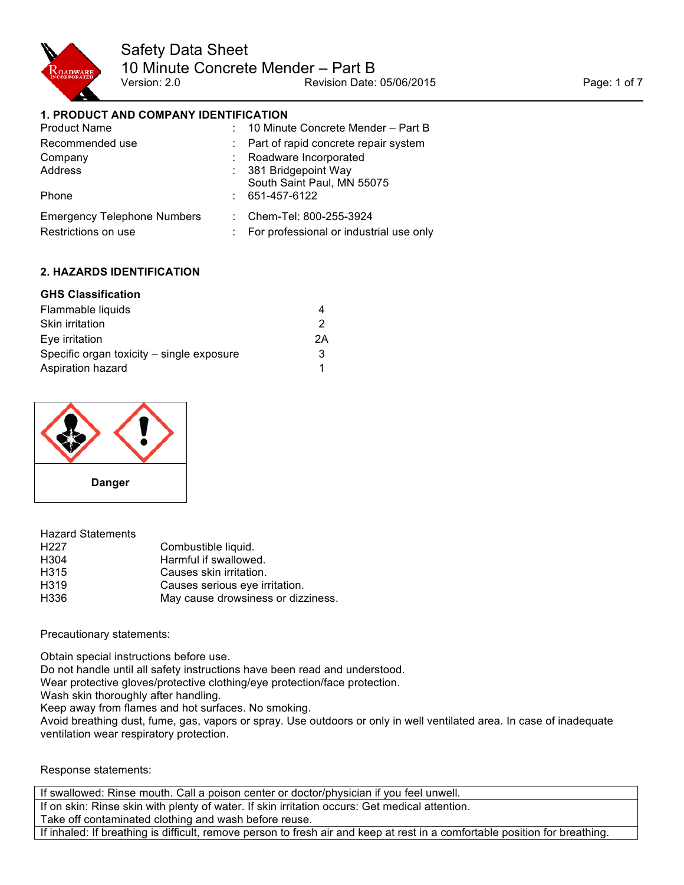# Safety Data Sheet

## 10 Minute Concrete Mender – Part B

Version: 2.0 Revision Date: 05/06/2015

### 1. PRODUCT AND COMPANY IDENTIFICATION

| | | |
|---|---|---|
| Product Name | : | 10 Minute Concrete Mender – Part B |
| Recommended use | : | Part of rapid concrete repair system |
| Company | : | Roadware Incorporated |
| Address | : | 381 Bridgepoint Way<br>South Saint Paul, MN 55075 |
| Phone | : | 651-457-6122 |
| Emergency Telephone Numbers | : | Chem-Tel: 800-255-3924 |
| Restrictions on use | : | For professional or industrial use only |

### 2. HAZARDS IDENTIFICATION

**GHS Classification**

| | |
|---|---|
| Flammable liquids | 4 |
| Skin irritation | 2 |
| Eye irritation | 2A |
| Specific organ toxicity – single exposure | 3 |
| Aspiration hazard | 1 |

**Danger**

Hazard Statements

| | |
|---|---|
| H227 | Combustible liquid. |
| H304 | Harmful if swallowed. |
| H315 | Causes skin irritation. |
| H319 | Causes serious eye irritation. |
| H336 | May cause drowsiness or dizziness. |

Precautionary statements:

Obtain special instructions before use.
Do not handle until all safety instructions have been read and understood.
Wear protective gloves/protective clothing/eye protection/face protection.
Wash skin thoroughly after handling.
Keep away from flames and hot surfaces. No smoking.
Avoid breathing dust, fume, gas, vapors or spray. Use outdoors or only in well ventilated area. In case of inadequate ventilation wear respiratory protection.

Response statements:

| |
|---|
| If swallowed: Rinse mouth. Call a poison center or doctor/physician if you feel unwell. |
| If on skin: Rinse skin with plenty of water. If skin irritation occurs: Get medical attention.<br>Take off contaminated clothing and wash before reuse. |
| If inhaled: If breathing is difficult, remove person to fresh air and keep at rest in a comfortable position for breathing. |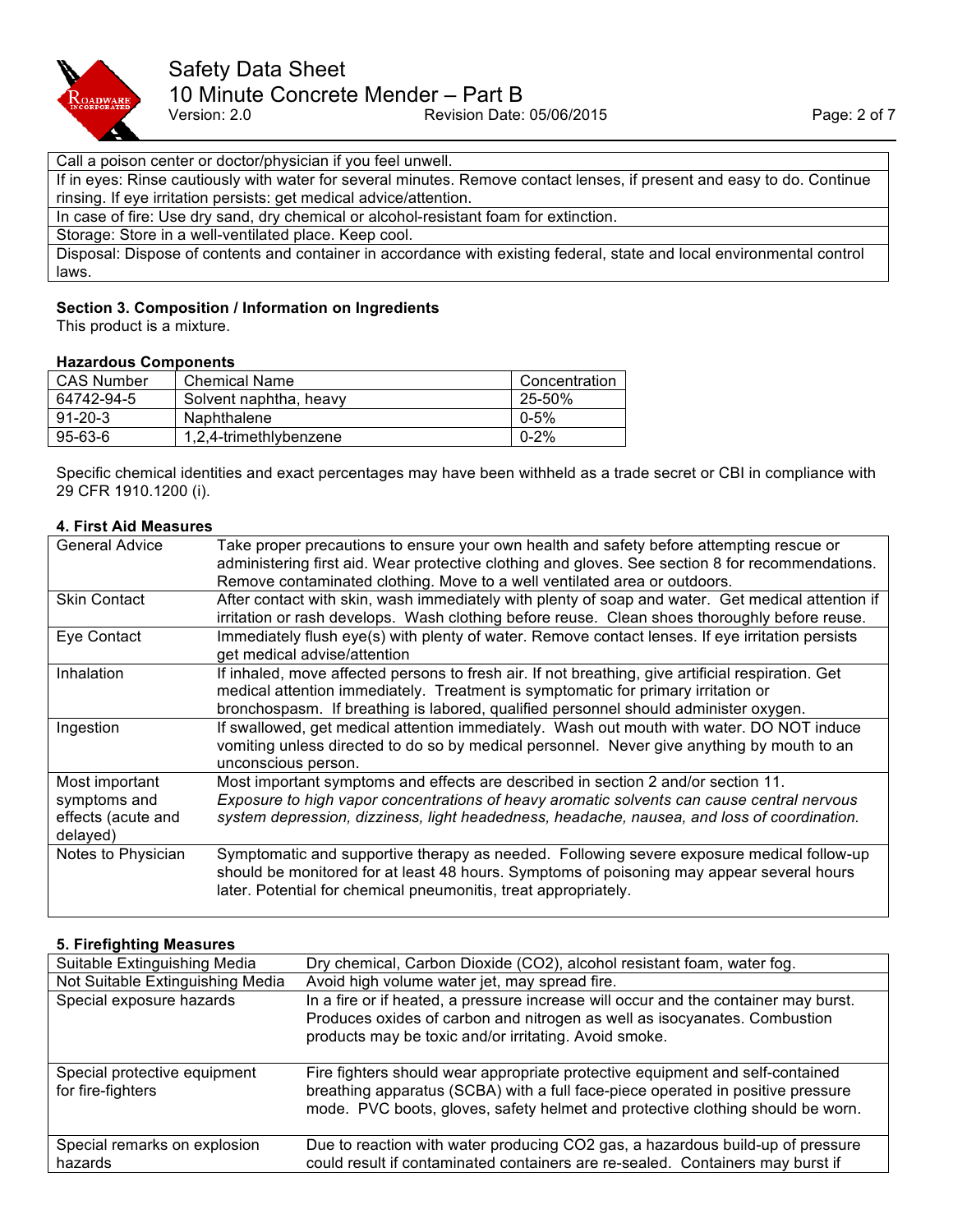| |
|---|
| Call a poison center or doctor/physician if you feel unwell. |
| If in eyes: Rinse cautiously with water for several minutes. Remove contact lenses, if present and easy to do. Continue rinsing. If eye irritation persists: get medical advice/attention. |
| In case of fire: Use dry sand, dry chemical or alcohol-resistant foam for extinction. |
| Storage: Store in a well-ventilated place. Keep cool. |
| Disposal: Dispose of contents and container in accordance with existing federal, state and local environmental control laws. |

### Section 3. Composition / Information on Ingredients

This product is a mixture.

**Hazardous Components**

| CAS Number | Chemical Name | Concentration |
|---|---|---|
| 64742-94-5 | Solvent naphtha, heavy | 25-50% |
| 91-20-3 | Naphthalene | 0-5% |
| 95-63-6 | 1,2,4-trimethlybenzene | 0-2% |

Specific chemical identities and exact percentages may have been withheld as a trade secret or CBI in compliance with 29 CFR 1910.1200 (i).

### 4. First Aid Measures

| | |
|---|---|
| General Advice | Take proper precautions to ensure your own health and safety before attempting rescue or administering first aid. Wear protective clothing and gloves. See section 8 for recommendations. Remove contaminated clothing. Move to a well ventilated area or outdoors. |
| Skin Contact | After contact with skin, wash immediately with plenty of soap and water. Get medical attention if irritation or rash develops. Wash clothing before reuse. Clean shoes thoroughly before reuse. |
| Eye Contact | Immediately flush eye(s) with plenty of water. Remove contact lenses. If eye irritation persists get medical advise/attention |
| Inhalation | If inhaled, move affected persons to fresh air. If not breathing, give artificial respiration. Get medical attention immediately. Treatment is symptomatic for primary irritation or bronchospasm. If breathing is labored, qualified personnel should administer oxygen. |
| Ingestion | If swallowed, get medical attention immediately. Wash out mouth with water. DO NOT induce vomiting unless directed to do so by medical personnel. Never give anything by mouth to an unconscious person. |
| Most important symptoms and effects (acute and delayed) | Most important symptoms and effects are described in section 2 and/or section 11. *Exposure to high vapor concentrations of heavy aromatic solvents can cause central nervous system depression, dizziness, light headedness, headache, nausea, and loss of coordination.* |
| Notes to Physician | Symptomatic and supportive therapy as needed. Following severe exposure medical follow-up should be monitored for at least 48 hours. Symptoms of poisoning may appear several hours later. Potential for chemical pneumonitis, treat appropriately. |

### 5. Firefighting Measures

| | |
|---|---|
| Suitable Extinguishing Media | Dry chemical, Carbon Dioxide ($CO_2$), alcohol resistant foam, water fog. |
| Not Suitable Extinguishing Media | Avoid high volume water jet, may spread fire. |
| Special exposure hazards | In a fire or if heated, a pressure increase will occur and the container may burst. Produces oxides of carbon and nitrogen as well as isocyanates. Combustion products may be toxic and/or irritating. Avoid smoke. |
| Special protective equipment for fire-fighters | Fire fighters should wear appropriate protective equipment and self-contained breathing apparatus (SCBA) with a full face-piece operated in positive pressure mode. PVC boots, gloves, safety helmet and protective clothing should be worn. |
| Special remarks on explosion hazards | Due to reaction with water producing $CO_2$ gas, a hazardous build-up of pressure could result if contaminated containers are re-sealed. Containers may burst if |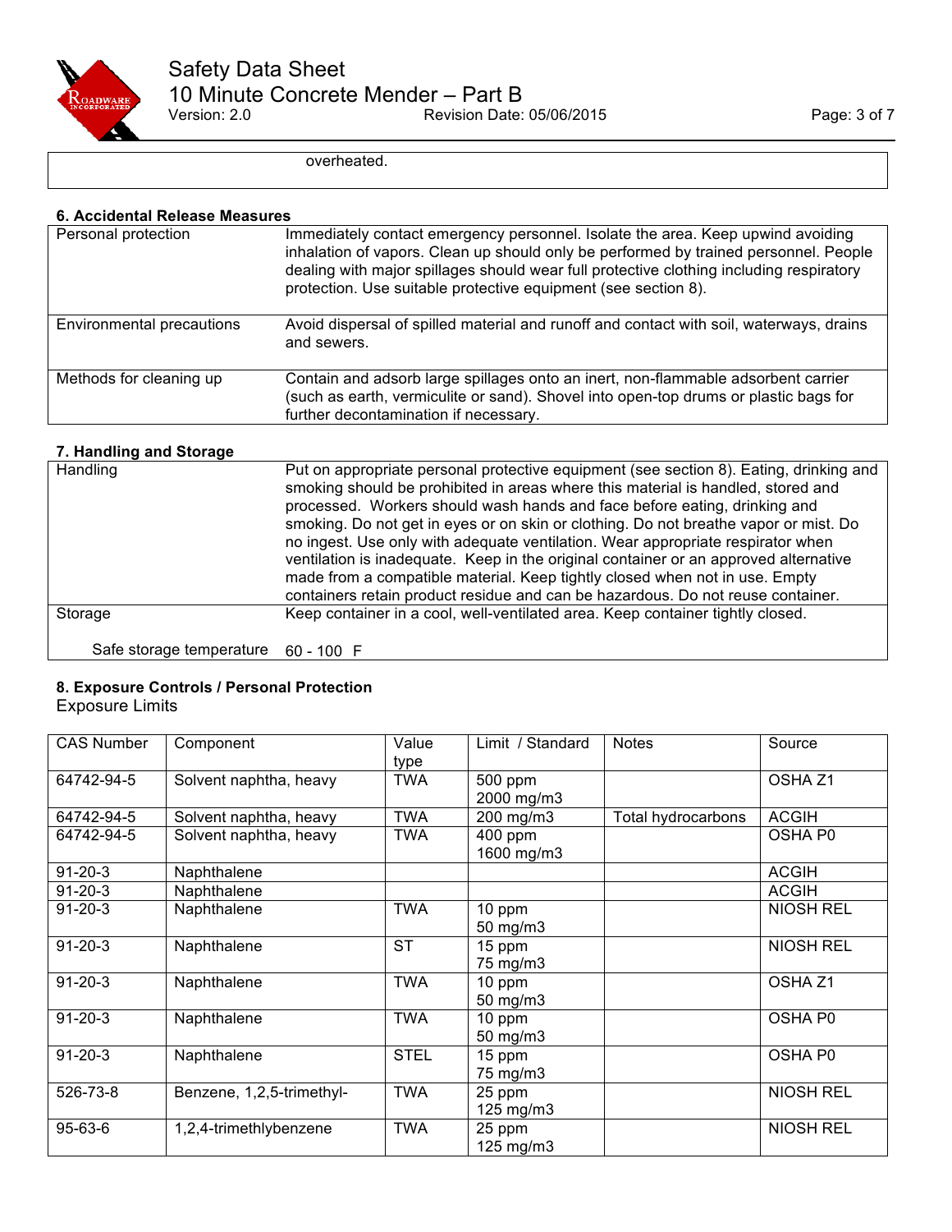| | overheated. |
|---|---|

## 6. Accidental Release Measures

| | |
|---|---|
| Personal protection | Immediately contact emergency personnel. Isolate the area. Keep upwind avoiding inhalation of vapors. Clean up should only be performed by trained personnel. People dealing with major spillages should wear full protective clothing including respiratory protection. Use suitable protective equipment (see section 8). |
| Environmental precautions | Avoid dispersal of spilled material and runoff and contact with soil, waterways, drains and sewers. |
| Methods for cleaning up | Contain and adsorb large spillages onto an inert, non-flammable adsorbent carrier (such as earth, vermiculite or sand). Shovel into open-top drums or plastic bags for further decontamination if necessary. |

## 7. Handling and Storage

| | |
|---|---|
| Handling | Put on appropriate personal protective equipment (see section 8). Eating, drinking and smoking should be prohibited in areas where this material is handled, stored and processed. Workers should wash hands and face before eating, drinking and smoking. Do not get in eyes or on skin or clothing. Do not breathe vapor or mist. Do no ingest. Use only with adequate ventilation. Wear appropriate respirator when ventilation is inadequate. Keep in the original container or an approved alternative made from a compatible material. Keep tightly closed when not in use. Empty containers retain product residue and can be hazardous. Do not reuse container. |
| Storage | Keep container in a cool, well-ventilated area. Keep container tightly closed. |
| Safe storage temperature | 60 - 100 F |

## 8. Exposure Controls / Personal Protection

Exposure Limits

| CAS Number | Component | Value type | Limit / Standard | Notes | Source |
|---|---|---|---|---|---|
| 64742-94-5 | Solvent naphtha, heavy | TWA | 500 ppm<br>2000 mg/m3 | | OSHA Z1 |
| 64742-94-5 | Solvent naphtha, heavy | TWA | 200 mg/m3 | Total hydrocarbons | ACGIH |
| 64742-94-5 | Solvent naphtha, heavy | TWA | 400 ppm<br>1600 mg/m3 | | OSHA P0 |
| 91-20-3 | Naphthalene | | | | ACGIH |
| 91-20-3 | Naphthalene | | | | ACGIH |
| 91-20-3 | Naphthalene | TWA | 10 ppm<br>50 mg/m3 | | NIOSH REL |
| 91-20-3 | Naphthalene | ST | 15 ppm<br>75 mg/m3 | | NIOSH REL |
| 91-20-3 | Naphthalene | TWA | 10 ppm<br>50 mg/m3 | | OSHA Z1 |
| 91-20-3 | Naphthalene | TWA | 10 ppm<br>50 mg/m3 | | OSHA P0 |
| 91-20-3 | Naphthalene | STEL | 15 ppm<br>75 mg/m3 | | OSHA P0 |
| 526-73-8 | Benzene, 1,2,5-trimethyl- | TWA | 25 ppm<br>125 mg/m3 | | NIOSH REL |
| 95-63-6 | 1,2,4-trimethlybenzene | TWA | 25 ppm<br>125 mg/m3 | | NIOSH REL |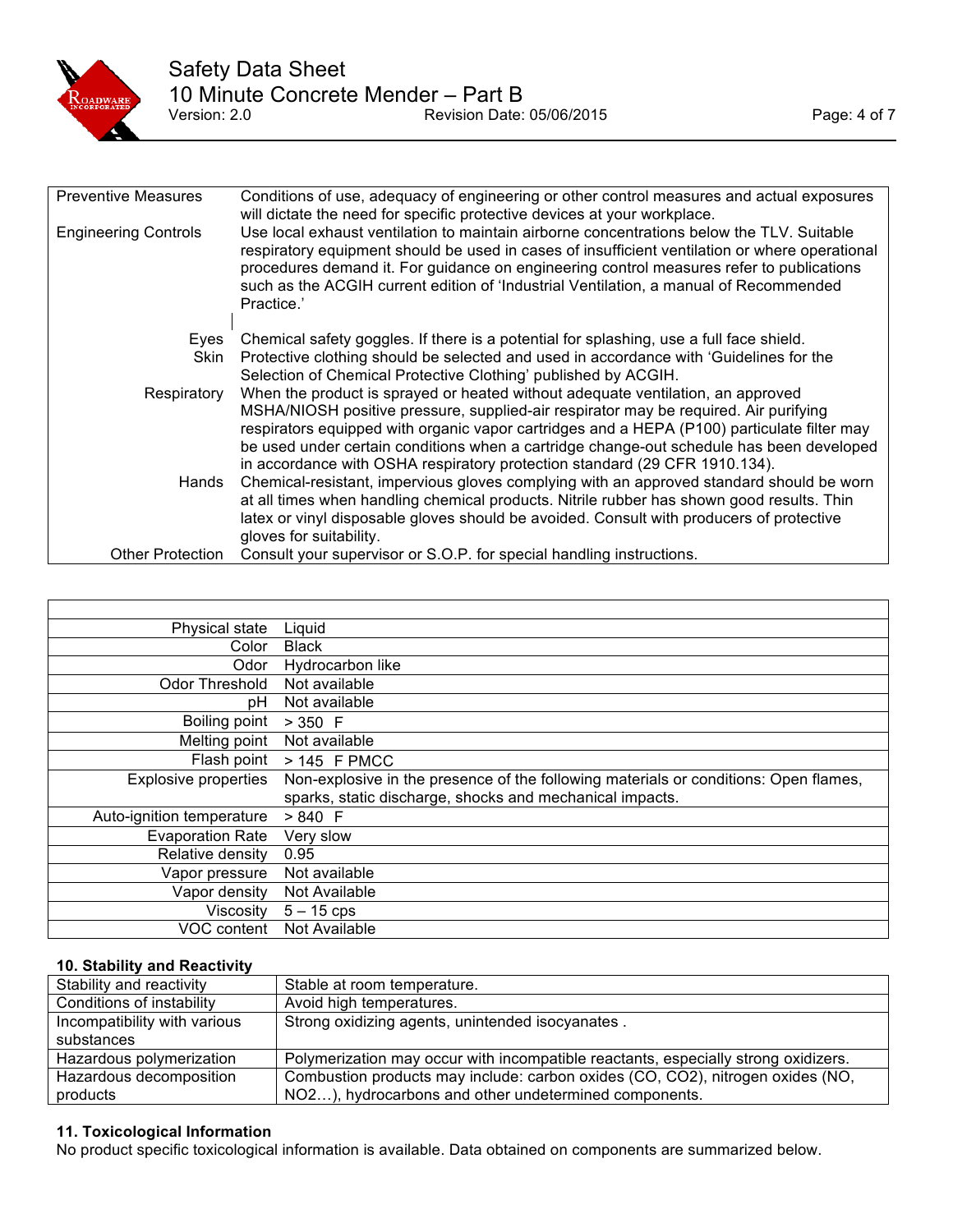| | |
|---|---|
| Preventive Measures | Conditions of use, adequacy of engineering or other control measures and actual exposures will dictate the need for specific protective devices at your workplace. |
| Engineering Controls | Use local exhaust ventilation to maintain airborne concentrations below the TLV. Suitable respiratory equipment should be used in cases of insufficient ventilation or where operational procedures demand it. For guidance on engineering control measures refer to publications such as the ACGIH current edition of 'Industrial Ventilation, a manual of Recommended Practice.' |
| Eyes | Chemical safety goggles. If there is a potential for splashing, use a full face shield. |
| Skin | Protective clothing should be selected and used in accordance with 'Guidelines for the Selection of Chemical Protective Clothing' published by ACGIH. |
| Respiratory | When the product is sprayed or heated without adequate ventilation, an approved MSHA/NIOSH positive pressure, supplied-air respirator may be required. Air purifying respirators equipped with organic vapor cartridges and a HEPA (P100) particulate filter may be used under certain conditions when a cartridge change-out schedule has been developed in accordance with OSHA respiratory protection standard (29 CFR 1910.134). |
| Hands | Chemical-resistant, impervious gloves complying with an approved standard should be worn at all times when handling chemical products. Nitrile rubber has shown good results. Thin latex or vinyl disposable gloves should be avoided. Consult with producers of protective gloves for suitability. |
| Other Protection | Consult your supervisor or S.O.P. for special handling instructions. |

| | |
|---|---|
| Physical state | Liquid |
| Color | Black |
| Odor | Hydrocarbon like |
| Odor Threshold | Not available |
| pH | Not available |
| Boiling point | > 350 F |
| Melting point | Not available |
| Flash point | > 145 F PMCC |
| Explosive properties | Non-explosive in the presence of the following materials or conditions: Open flames, sparks, static discharge, shocks and mechanical impacts. |
| Auto-ignition temperature | > 840 F |
| Evaporation Rate | Very slow |
| Relative density | 0.95 |
| Vapor pressure | Not available |
| Vapor density | Not Available |
| Viscosity | 5 – 15 cps |
| VOC content | Not Available |

**10. Stability and Reactivity**

| | |
|---|---|
| Stability and reactivity | Stable at room temperature. |
| Conditions of instability | Avoid high temperatures. |
| Incompatibility with various substances | Strong oxidizing agents, unintended isocyanates . |
| Hazardous polymerization | Polymerization may occur with incompatible reactants, especially strong oxidizers. |
| Hazardous decomposition products | Combustion products may include: carbon oxides (CO, $CO_2$), nitrogen oxides (NO, $NO_2$…), hydrocarbons and other undetermined components. |

**11. Toxicological Information**

No product specific toxicological information is available. Data obtained on components are summarized below.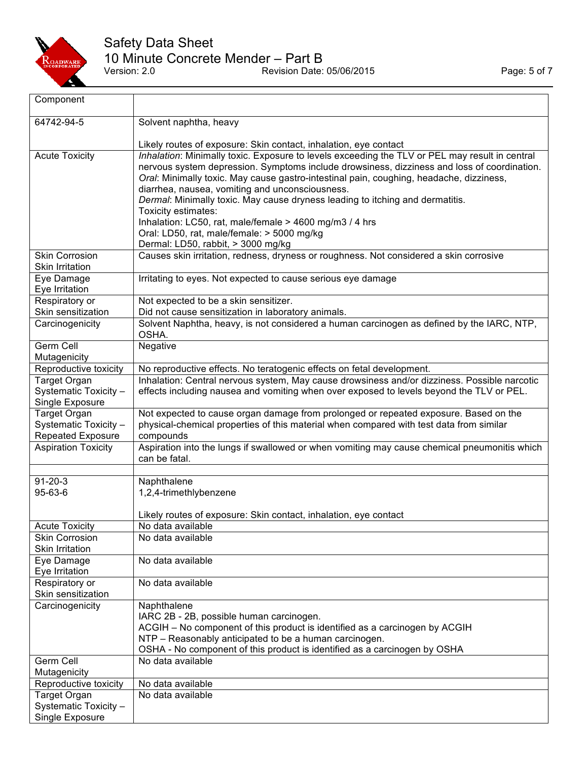| Component | |
|---|---|
| 64742-94-5 | Solvent naphtha, heavy<br><br>Likely routes of exposure: Skin contact, inhalation, eye contact |
| Acute Toxicity | *Inhalation*: Minimally toxic. Exposure to levels exceeding the TLV or PEL may result in central nervous system depression. Symptoms include drowsiness, dizziness and loss of coordination.<br>*Oral*: Minimally toxic. May cause gastro-intestinal pain, coughing, headache, dizziness, diarrhea, nausea, vomiting and unconsciousness.<br>*Dermal*: Minimally toxic. May cause dryness leading to itching and dermatitis.<br>Toxicity estimates:<br>Inhalation: LC50, rat, male/female > 4600 mg/m3 / 4 hrs<br>Oral: LD50, rat, male/female: > 5000 mg/kg<br>Dermal: LD50, rabbit, > 3000 mg/kg |
| Skin Corrosion<br>Skin Irritation | Causes skin irritation, redness, dryness or roughness. Not considered a skin corrosive |
| Eye Damage<br>Eye Irritation | Irritating to eyes. Not expected to cause serious eye damage |
| Respiratory or<br>Skin sensitization | Not expected to be a skin sensitizer.<br>Did not cause sensitization in laboratory animals. |
| Carcinogenicity | Solvent Naphtha, heavy, is not considered a human carcinogen as defined by the IARC, NTP, OSHA. |
| Germ Cell Mutagenicity | Negative |
| Reproductive toxicity | No reproductive effects. No teratogenic effects on fetal development. |
| Target Organ Systematic Toxicity – Single Exposure | Inhalation: Central nervous system, May cause drowsiness and/or dizziness. Possible narcotic effects including nausea and vomiting when over exposed to levels beyond the TLV or PEL. |
| Target Organ Systematic Toxicity – Repeated Exposure | Not expected to cause organ damage from prolonged or repeated exposure. Based on the physical-chemical properties of this material when compared with test data from similar compounds |
| Aspiration Toxicity | Aspiration into the lungs if swallowed or when vomiting may cause chemical pneumonitis which can be fatal. |
| | |
| 91-20-3<br>95-63-6 | Naphthalene<br>1,2,4-trimethlybenzene<br><br>Likely routes of exposure: Skin contact, inhalation, eye contact |
| Acute Toxicity | No data available |
| Skin Corrosion<br>Skin Irritation | No data available |
| Eye Damage<br>Eye Irritation | No data available |
| Respiratory or<br>Skin sensitization | No data available |
| Carcinogenicity | Naphthalene<br>IARC 2B - 2B, possible human carcinogen.<br>ACGIH – No component of this product is identified as a carcinogen by ACGIH<br>NTP – Reasonably anticipated to be a human carcinogen.<br>OSHA - No component of this product is identified as a carcinogen by OSHA |
| Germ Cell Mutagenicity | No data available |
| Reproductive toxicity | No data available |
| Target Organ Systematic Toxicity – Single Exposure | No data available |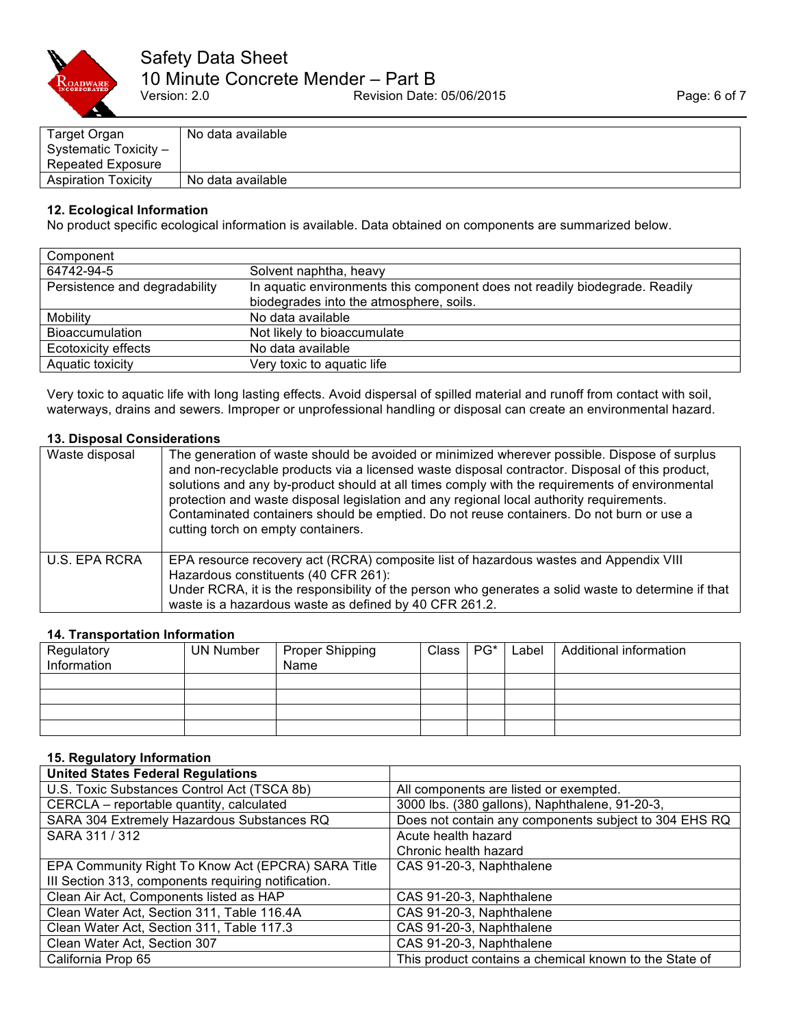| Target Organ Systematic Toxicity – Repeated Exposure | No data available |
|---|---|
| Aspiration Toxicity | No data available |

### 12. Ecological Information

No product specific ecological information is available. Data obtained on components are summarized below.

| Component | |
|---|---|
| 64742-94-5 | Solvent naphtha, heavy |
| Persistence and degradability | In aquatic environments this component does not readily biodegrade. Readily biodegrades into the atmosphere, soils. |
| Mobility | No data available |
| Bioaccumulation | Not likely to bioaccumulate |
| Ecotoxicity effects | No data available |
| Aquatic toxicity | Very toxic to aquatic life |

Very toxic to aquatic life with long lasting effects. Avoid dispersal of spilled material and runoff from contact with soil, waterways, drains and sewers. Improper or unprofessional handling or disposal can create an environmental hazard.

### 13. Disposal Considerations

| Waste disposal | The generation of waste should be avoided or minimized wherever possible. Dispose of surplus and non-recyclable products via a licensed waste disposal contractor. Disposal of this product, solutions and any by-product should at all times comply with the requirements of environmental protection and waste disposal legislation and any regional local authority requirements. Contaminated containers should be emptied. Do not reuse containers. Do not burn or use a cutting torch on empty containers. |
|---|---|
| U.S. EPA RCRA | EPA resource recovery act (RCRA) composite list of hazardous wastes and Appendix VIII Hazardous constituents (40 CFR 261): Under RCRA, it is the responsibility of the person who generates a solid waste to determine if that waste is a hazardous waste as defined by 40 CFR 261.2. |

### 14. Transportation Information

| Regulatory Information | UN Number | Proper Shipping Name | Class | PG* | Label | Additional information |
|---|---|---|---|---|---|---|
| | | | | | | |
| | | | | | | |
| | | | | | | |
| | | | | | | |

### 15. Regulatory Information

| United States Federal Regulations | |
|---|---|
| U.S. Toxic Substances Control Act (TSCA 8b) | All components are listed or exempted. |
| CERCLA – reportable quantity, calculated | 3000 lbs. (380 gallons), Naphthalene, 91-20-3, |
| SARA 304 Extremely Hazardous Substances RQ | Does not contain any components subject to 304 EHS RQ |
| SARA 311 / 312 | Acute health hazard<br>Chronic health hazard |
| EPA Community Right To Know Act (EPCRA) SARA Title III Section 313, components requiring notification. | CAS 91-20-3, Naphthalene |
| Clean Air Act, Components listed as HAP | CAS 91-20-3, Naphthalene |
| Clean Water Act, Section 311, Table 116.4A | CAS 91-20-3, Naphthalene |
| Clean Water Act, Section 311, Table 117.3 | CAS 91-20-3, Naphthalene |
| Clean Water Act, Section 307 | CAS 91-20-3, Naphthalene |
| California Prop 65 | This product contains a chemical known to the State of |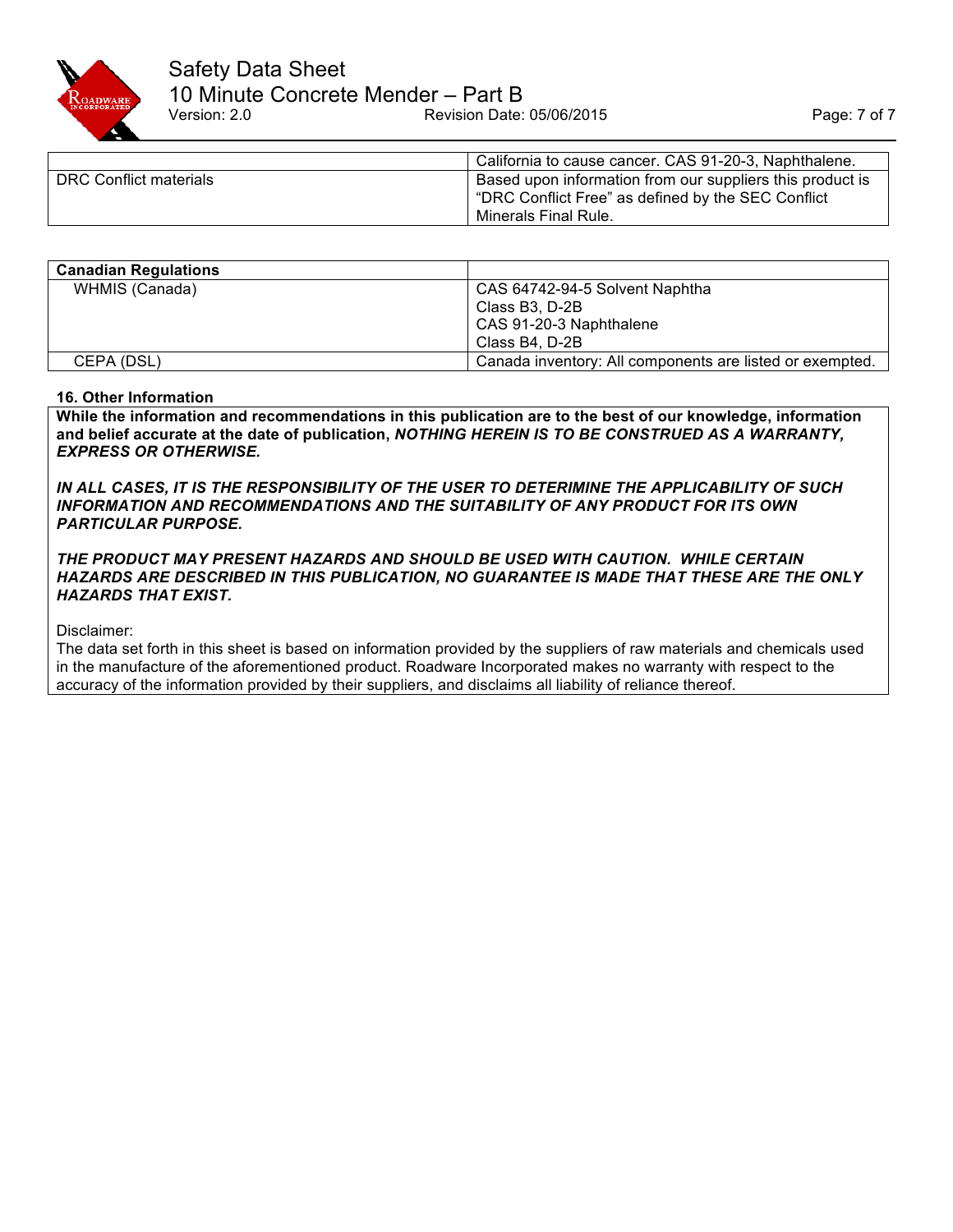| | |
|---|---|
| | California to cause cancer. CAS 91-20-3, Naphthalene. |
| DRC Conflict materials | Based upon information from our suppliers this product is “DRC Conflict Free” as defined by the SEC Conflict Minerals Final Rule. |

| **Canadian Regulations** | |
|---|---|
| WHMIS (Canada) | CAS 64742-94-5 Solvent Naphtha<br>Class B3, D-2B<br>CAS 91-20-3 Naphthalene<br>Class B4, D-2B |
| CEPA (DSL) | Canada inventory: All components are listed or exempted. |

**16. Other Information**

**While the information and recommendations in this publication are to the best of our knowledge, information and belief accurate at the date of publication, *NOTHING HEREIN IS TO BE CONSTRUED AS A WARRANTY, EXPRESS OR OTHERWISE.***

***IN ALL CASES, IT IS THE RESPONSIBILITY OF THE USER TO DETERIMINE THE APPLICABILITY OF SUCH INFORMATION AND RECOMMENDATIONS AND THE SUITABILITY OF ANY PRODUCT FOR ITS OWN PARTICULAR PURPOSE.***

***THE PRODUCT MAY PRESENT HAZARDS AND SHOULD BE USED WITH CAUTION. WHILE CERTAIN HAZARDS ARE DESCRIBED IN THIS PUBLICATION, NO GUARANTEE IS MADE THAT THESE ARE THE ONLY HAZARDS THAT EXIST.***

Disclaimer:
The data set forth in this sheet is based on information provided by the suppliers of raw materials and chemicals used in the manufacture of the aforementioned product. Roadware Incorporated makes no warranty with respect to the accuracy of the information provided by their suppliers, and disclaims all liability of reliance thereof.